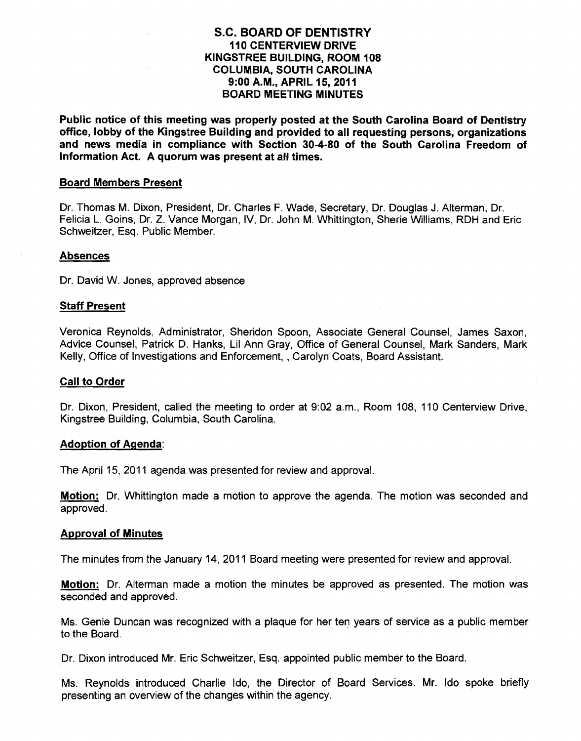# S.C. BOARD OF DENTISTRY
## 110 CENTERVIEW DRIVE
## KINGSTREE BUILDING, ROOM 108
## COLUMBIA, SOUTH CAROLINA
## 9:00 A.M., APRIL 15, 2011
## BOARD MEETING MINUTES

**Public notice of this meeting was properly posted at the South Carolina Board of Dentistry office, lobby of the Kingstree Building and provided to all requesting persons, organizations and news media in compliance with Section 30-4-80 of the South Carolina Freedom of Information Act. A quorum was present at all times.**

### Board Members Present

Dr. Thomas M. Dixon, President, Dr. Charles F. Wade, Secretary, Dr. Douglas J. Alterman, Dr. Felicia L. Goins, Dr. Z. Vance Morgan, IV, Dr. John M. Whittington, Sherie Williams, RDH and Eric Schweitzer, Esq. Public Member.

### Absences

Dr. David W. Jones, approved absence

### Staff Present

Veronica Reynolds, Administrator, Sheridon Spoon, Associate General Counsel, James Saxon, Advice Counsel, Patrick D. Hanks, Lil Ann Gray, Office of General Counsel, Mark Sanders, Mark Kelly, Office of Investigations and Enforcement, , Carolyn Coats, Board Assistant.

### Call to Order

Dr. Dixon, President, called the meeting to order at 9:02 a.m., Room 108, 110 Centerview Drive, Kingstree Building, Columbia, South Carolina.

### Adoption of Agenda:

The April 15, 2011 agenda was presented for review and approval.

**Motion:** Dr. Whittington made a motion to approve the agenda. The motion was seconded and approved.

### Approval of Minutes

The minutes from the January 14, 2011 Board meeting were presented for review and approval.

**Motion:** Dr. Alterman made a motion the minutes be approved as presented. The motion was seconded and approved.

Ms. Genie Duncan was recognized with a plaque for her ten years of service as a public member to the Board.

Dr. Dixon introduced Mr. Eric Schweitzer, Esq. appointed public member to the Board.

Ms. Reynolds introduced Charlie Ido, the Director of Board Services. Mr. Ido spoke briefly presenting an overview of the changes within the agency.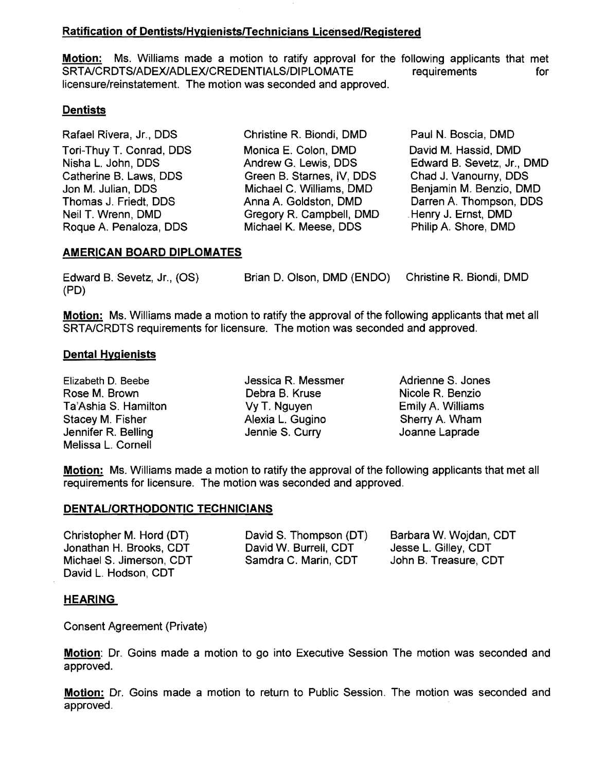**Ratification of Dentists/Hygienists/Technicians Licensed/Registered**

**Motion:** Ms. Williams made a motion to ratify approval for the following applicants that met SRTA/CRDTS/ADEX/ADLEX/CREDENTIALS/DIPLOMATE requirements for licensure/reinstatement. The motion was seconded and approved.

**Dentists**

| | | |
|---|---|---|
| Rafael Rivera, Jr., DDS | Christine R. Biondi, DMD | Paul N. Boscia, DMD |
| Tori-Thuy T. Conrad, DDS | Monica E. Colon, DMD | David M. Hassid, DMD |
| Nisha L. John, DDS | Andrew G. Lewis, DDS | Edward B. Sevetz, Jr., DMD |
| Catherine B. Laws, DDS | Green B. Starnes, IV, DDS | Chad J. Vanourny, DDS |
| Jon M. Julian, DDS | Michael C. Williams, DMD | Benjamin M. Benzio, DMD |
| Thomas J. Friedt, DDS | Anna A. Goldston, DMD | Darren A. Thompson, DDS |
| Neil T. Wrenn, DMD | Gregory R. Campbell, DMD | Henry J. Ernst, DMD |
| Roque A. Penaloza, DDS | Michael K. Meese, DDS | Philip A. Shore, DMD |

**AMERICAN BOARD DIPLOMATES**

| | | |
|---|---|---|
| Edward B. Sevetz, Jr., (OS) (PD) | Brian D. Olson, DMD (ENDO) | Christine R. Biondi, DMD |

**Motion:** Ms. Williams made a motion to ratify the approval of the following applicants that met all SRTA/CRDTS requirements for licensure. The motion was seconded and approved.

**Dental Hygienists**

| | | |
|---|---|---|
| Elizabeth D. Beebe | Jessica R. Messmer | Adrienne S. Jones |
| Rose M. Brown | Debra B. Kruse | Nicole R. Benzio |
| Ta'Ashia S. Hamilton | Vy T. Nguyen | Emily A. Williams |
| Stacey M. Fisher | Alexia L. Gugino | Sherry A. Wham |
| Jennifer R. Belling | Jennie S. Curry | Joanne Laprade |
| Melissa L. Cornell | | |

**Motion:** Ms. Williams made a motion to ratify the approval of the following applicants that met all requirements for licensure. The motion was seconded and approved.

**DENTAL/ORTHODONTIC TECHNICIANS**

| | | |
|---|---|---|
| Christopher M. Hord (DT) | David S. Thompson (DT) | Barbara W. Wojdan, CDT |
| Jonathan H. Brooks, CDT | David W. Burrell, CDT | Jesse L. Gilley, CDT |
| Michael S. Jimerson, CDT | Samdra C. Marin, CDT | John B. Treasure, CDT |
| David L. Hodson, CDT | | |

**HEARING**

Consent Agreement (Private)

**Motion**: Dr. Goins made a motion to go into Executive Session The motion was seconded and approved.

**Motion:** Dr. Goins made a motion to return to Public Session. The motion was seconded and approved.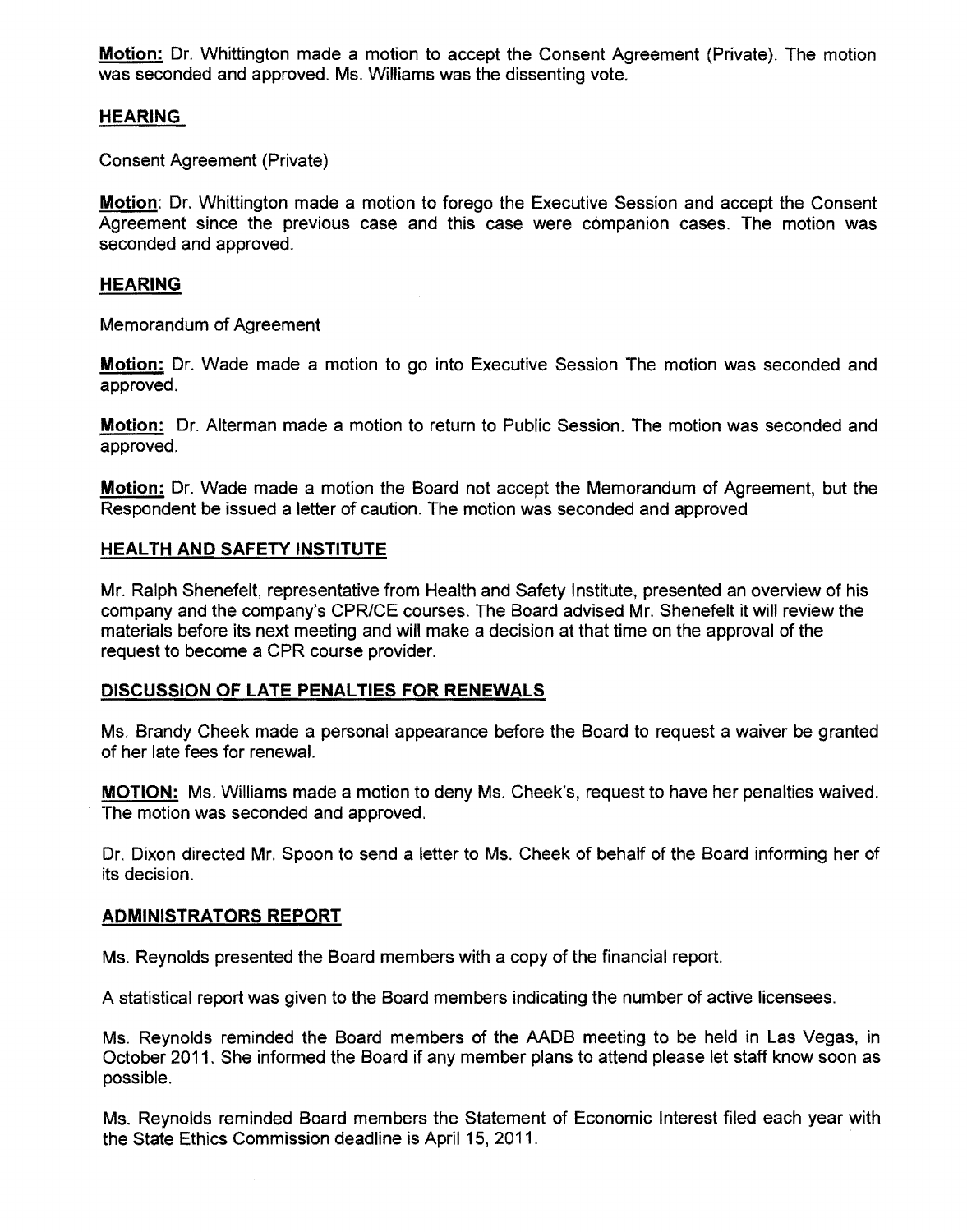**Motion:** Dr. Whittington made a motion to accept the Consent Agreement (Private). The motion was seconded and approved. Ms. Williams was the dissenting vote.

## HEARING

Consent Agreement (Private)

**Motion**: Dr. Whittington made a motion to forego the Executive Session and accept the Consent Agreement since the previous case and this case were companion cases. The motion was seconded and approved.

## HEARING

Memorandum of Agreement

**Motion:** Dr. Wade made a motion to go into Executive Session The motion was seconded and approved.

**Motion:** Dr. Alterman made a motion to return to Public Session. The motion was seconded and approved.

**Motion:** Dr. Wade made a motion the Board not accept the Memorandum of Agreement, but the Respondent be issued a letter of caution. The motion was seconded and approved

## HEALTH AND SAFETY INSTITUTE

Mr. Ralph Shenefelt, representative from Health and Safety Institute, presented an overview of his company and the company's CPR/CE courses. The Board advised Mr. Shenefelt it will review the materials before its next meeting and will make a decision at that time on the approval of the request to become a CPR course provider.

## DISCUSSION OF LATE PENALTIES FOR RENEWALS

Ms. Brandy Cheek made a personal appearance before the Board to request a waiver be granted of her late fees for renewal.

**MOTION:** Ms. Williams made a motion to deny Ms. Cheek's, request to have her penalties waived. The motion was seconded and approved.

Dr. Dixon directed Mr. Spoon to send a letter to Ms. Cheek of behalf of the Board informing her of its decision.

## ADMINISTRATORS REPORT

Ms. Reynolds presented the Board members with a copy of the financial report.

A statistical report was given to the Board members indicating the number of active licensees.

Ms. Reynolds reminded the Board members of the AADB meeting to be held in Las Vegas, in October 2011. She informed the Board if any member plans to attend please let staff know soon as possible.

Ms. Reynolds reminded Board members the Statement of Economic Interest filed each year with the State Ethics Commission deadline is April 15, 2011.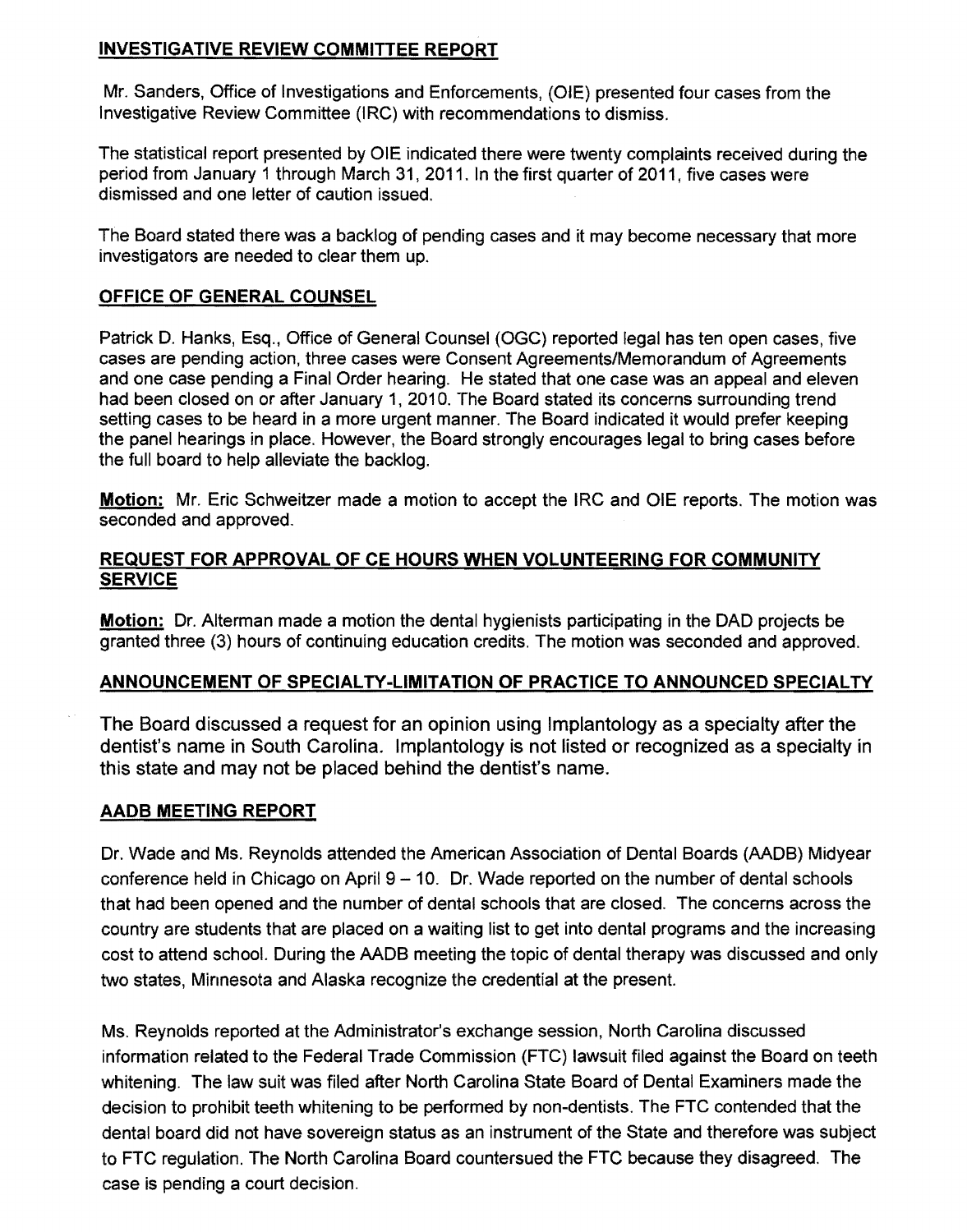## INVESTIGATIVE REVIEW COMMITTEE REPORT

Mr. Sanders, Office of Investigations and Enforcements, (OIE) presented four cases from the Investigative Review Committee (IRC) with recommendations to dismiss.

The statistical report presented by OIE indicated there were twenty complaints received during the period from January 1 through March 31, 2011. In the first quarter of 2011, five cases were dismissed and one letter of caution issued.

The Board stated there was a backlog of pending cases and it may become necessary that more investigators are needed to clear them up.

## OFFICE OF GENERAL COUNSEL

Patrick D. Hanks, Esq., Office of General Counsel (OGC) reported legal has ten open cases, five cases are pending action, three cases were Consent Agreements/Memorandum of Agreements and one case pending a Final Order hearing. He stated that one case was an appeal and eleven had been closed on or after January 1, 2010. The Board stated its concerns surrounding trend setting cases to be heard in a more urgent manner. The Board indicated it would prefer keeping the panel hearings in place. However, the Board strongly encourages legal to bring cases before the full board to help alleviate the backlog.

**Motion:** Mr. Eric Schweitzer made a motion to accept the IRC and OIE reports. The motion was seconded and approved.

## REQUEST FOR APPROVAL OF CE HOURS WHEN VOLUNTEERING FOR COMMUNITY SERVICE

**Motion:** Dr. Alterman made a motion the dental hygienists participating in the DAD projects be granted three (3) hours of continuing education credits. The motion was seconded and approved.

## ANNOUNCEMENT OF SPECIALTY-LIMITATION OF PRACTICE TO ANNOUNCED SPECIALTY

The Board discussed a request for an opinion using Implantology as a specialty after the dentist's name in South Carolina. Implantology is not listed or recognized as a specialty in this state and may not be placed behind the dentist's name.

## AADB MEETING REPORT

Dr. Wade and Ms. Reynolds attended the American Association of Dental Boards (AADB) Midyear conference held in Chicago on April 9 – 10. Dr. Wade reported on the number of dental schools that had been opened and the number of dental schools that are closed. The concerns across the country are students that are placed on a waiting list to get into dental programs and the increasing cost to attend school. During the AADB meeting the topic of dental therapy was discussed and only two states, Minnesota and Alaska recognize the credential at the present.

Ms. Reynolds reported at the Administrator's exchange session, North Carolina discussed information related to the Federal Trade Commission (FTC) lawsuit filed against the Board on teeth whitening. The law suit was filed after North Carolina State Board of Dental Examiners made the decision to prohibit teeth whitening to be performed by non-dentists. The FTC contended that the dental board did not have sovereign status as an instrument of the State and therefore was subject to FTC regulation. The North Carolina Board countersued the FTC because they disagreed. The case is pending a court decision.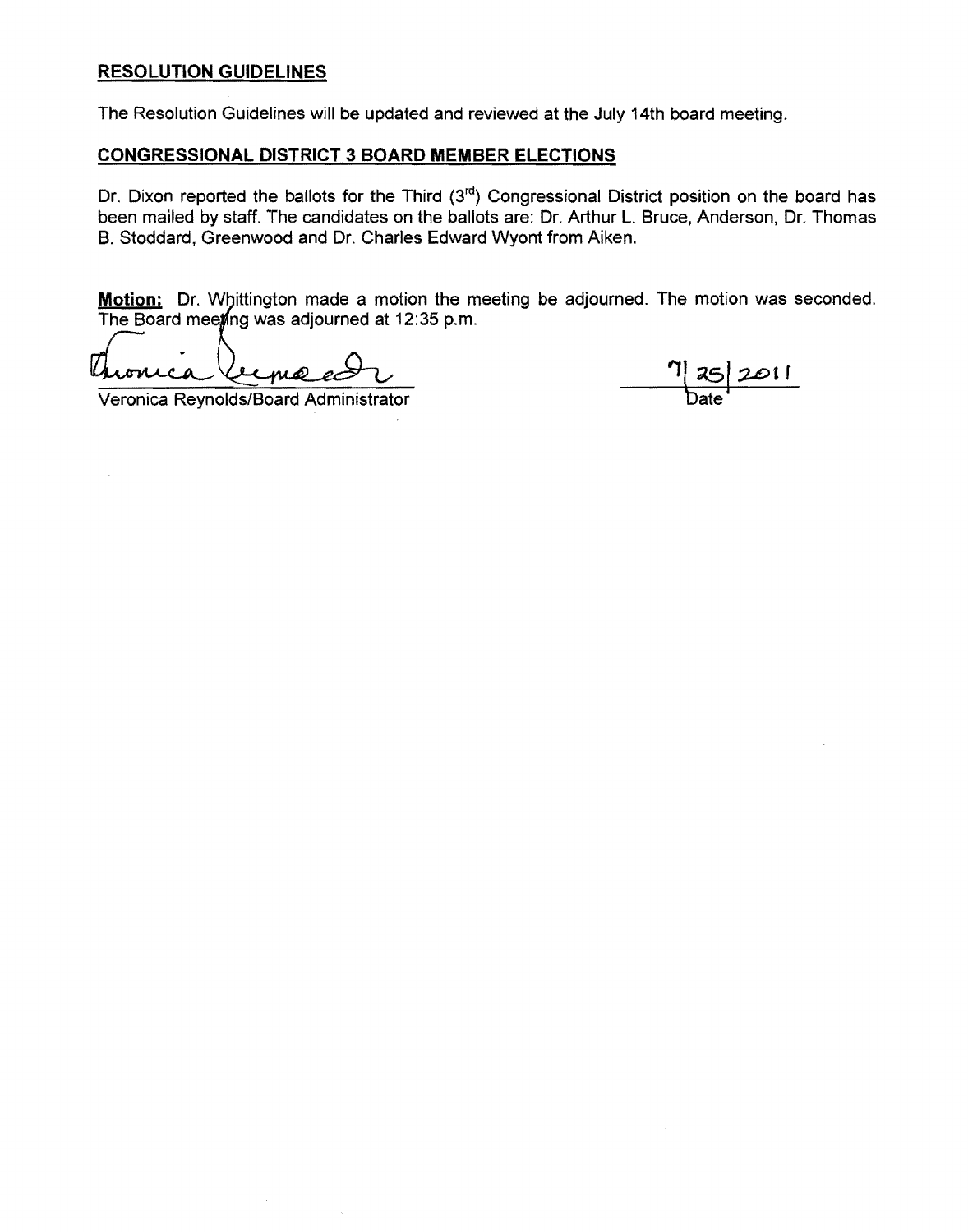**RESOLUTION GUIDELINES**

The Resolution Guidelines will be updated and reviewed at the July 14th board meeting.

**CONGRESSIONAL DISTRICT 3 BOARD MEMBER ELECTIONS**

Dr. Dixon reported the ballots for the Third (3rd) Congressional District position on the board has been mailed by staff. The candidates on the ballots are: Dr. Arthur L. Bruce, Anderson, Dr. Thomas B. Stoddard, Greenwood and Dr. Charles Edward Wyont from Aiken.

**Motion:** Dr. Whittington made a motion the meeting be adjourned. The motion was seconded. The Board meeting was adjourned at 12:35 p.m.

Veronica Reynolds/Board Administrator

7/25/2011
Date